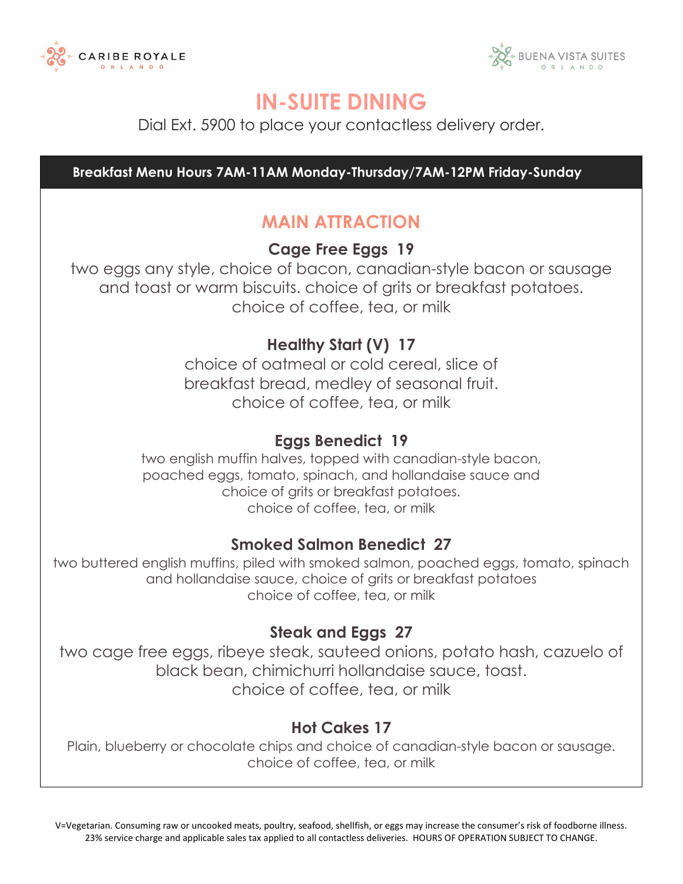CARIBE ROYALE ORLANDO

BUENA VISTA SUITES ORLANDO

# IN-SUITE DINING

Dial Ext. 5900 to place your contactless delivery order.

**Breakfast Menu Hours 7AM-11AM Monday-Thursday/7AM-12PM Friday-Sunday**

## MAIN ATTRACTION

### Cage Free Eggs 19

two eggs any style, choice of bacon, canadian-style bacon or sausage and toast or warm biscuits. choice of grits or breakfast potatoes.
choice of coffee, tea, or milk

### Healthy Start (V) 17

choice of oatmeal or cold cereal, slice of breakfast bread, medley of seasonal fruit.
choice of coffee, tea, or milk

### Eggs Benedict 19

two english muffin halves, topped with canadian-style bacon, poached eggs, tomato, spinach, and hollandaise sauce and choice of grits or breakfast potatoes.
choice of coffee, tea, or milk

### Smoked Salmon Benedict 27

two buttered english muffins, piled with smoked salmon, poached eggs, tomato, spinach and hollandaise sauce, choice of grits or breakfast potatoes
choice of coffee, tea, or milk

### Steak and Eggs 27

two cage free eggs, ribeye steak, sauteed onions, potato hash, cazuelo of black bean, chimichurri hollandaise sauce, toast.
choice of coffee, tea, or milk

### Hot Cakes 17

Plain, blueberry or chocolate chips and choice of canadian-style bacon or sausage.
choice of coffee, tea, or milk

V=Vegetarian. Consuming raw or uncooked meats, poultry, seafood, shellfish, or eggs may increase the consumer's risk of foodborne illness. 23% service charge and applicable sales tax applied to all contactless deliveries. HOURS OF OPERATION SUBJECT TO CHANGE.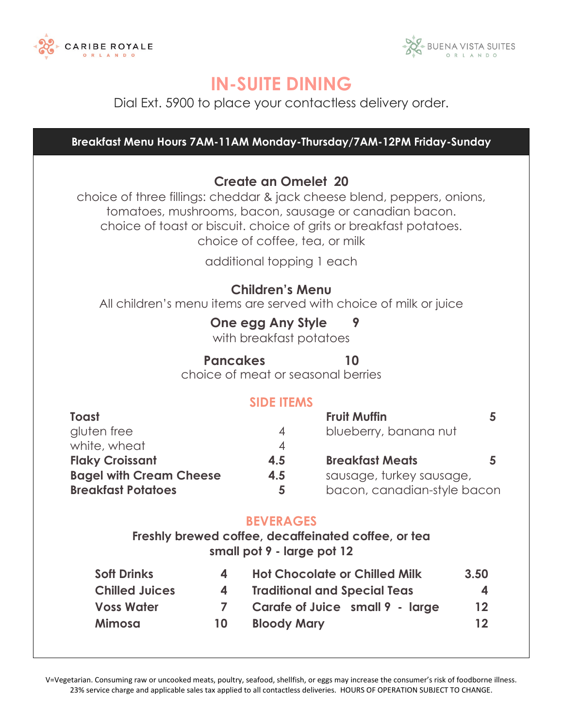CARIBE ROYALE ORLANDO

BUENA VISTA SUITES ORLANDO

# IN-SUITE DINING

Dial Ext. 5900 to place your contactless delivery order.

**Breakfast Menu Hours 7AM-11AM Monday-Thursday/7AM-12PM Friday-Sunday**

### Create an Omelet 20

choice of three fillings: cheddar & jack cheese blend, peppers, onions, tomatoes, mushrooms, bacon, sausage or canadian bacon.
choice of toast or biscuit. choice of grits or breakfast potatoes.
choice of coffee, tea, or milk

additional topping 1 each

### Children's Menu

All children's menu items are served with choice of milk or juice

**One egg Any Style** 9
with breakfast potatoes

**Pancakes** 10
choice of meat or seasonal berries

## SIDE ITEMS

**Toast**
gluten free 4
white, wheat 4

**Flaky Croissant** 4.5

**Bagel with Cream Cheese** 4.5

**Breakfast Potatoes** 5

**Fruit Muffin** 5
blueberry, banana nut

**Breakfast Meats** 5
sausage, turkey sausage, bacon, canadian-style bacon

## BEVERAGES

**Freshly brewed coffee, decaffeinated coffee, or tea**
**small pot 9 - large pot 12**

| Item | Price | Item | Price |
|---|---|---|---|
| Soft Drinks | 4 | Hot Chocolate or Chilled Milk | 3.50 |
| Chilled Juices | 4 | Traditional and Special Teas | 4 |
| Voss Water | 7 | Carafe of Juice small 9 - large | 12 |
| Mimosa | 10 | Bloody Mary | 12 |

V=Vegetarian. Consuming raw or uncooked meats, poultry, seafood, shellfish, or eggs may increase the consumer's risk of foodborne illness.
23% service charge and applicable sales tax applied to all contactless deliveries. HOURS OF OPERATION SUBJECT TO CHANGE.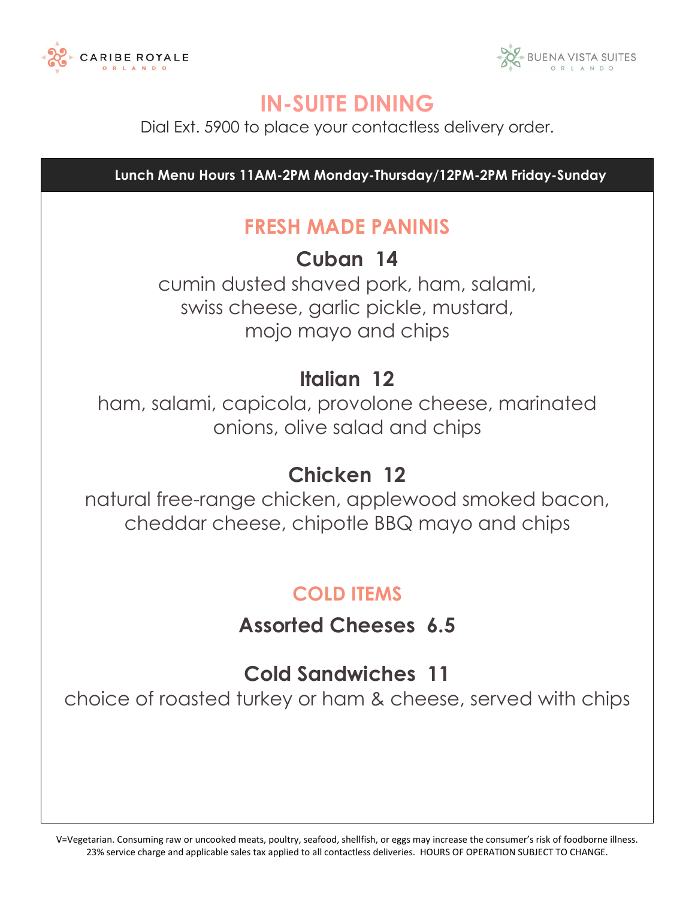CARIBE ROYALE ORLANDO

BUENA VISTA SUITES ORLANDO

# IN-SUITE DINING

Dial Ext. 5900 to place your contactless delivery order.

**Lunch Menu Hours 11AM-2PM Monday-Thursday/12PM-2PM Friday-Sunday**

## FRESH MADE PANINIS

### Cuban 14

cumin dusted shaved pork, ham, salami, swiss cheese, garlic pickle, mustard, mojo mayo and chips

### Italian 12

ham, salami, capicola, provolone cheese, marinated onions, olive salad and chips

### Chicken 12

natural free-range chicken, applewood smoked bacon, cheddar cheese, chipotle BBQ mayo and chips

## COLD ITEMS

### Assorted Cheeses 6.5

### Cold Sandwiches 11

choice of roasted turkey or ham & cheese, served with chips

V=Vegetarian. Consuming raw or uncooked meats, poultry, seafood, shellfish, or eggs may increase the consumer's risk of foodborne illness.
23% service charge and applicable sales tax applied to all contactless deliveries. HOURS OF OPERATION SUBJECT TO CHANGE.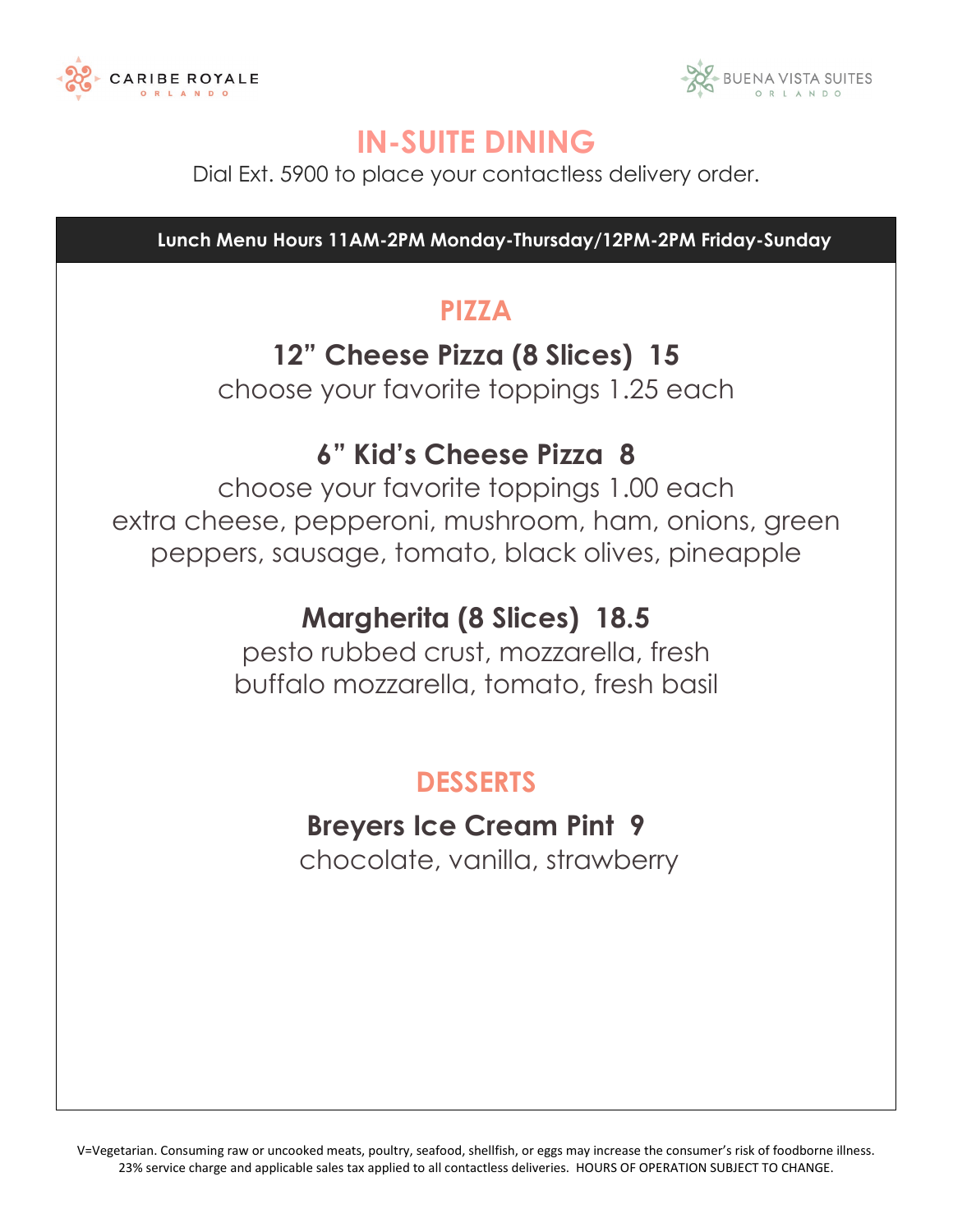CARIBE ROYALE ORLANDO

BUENA VISTA SUITES ORLANDO

# IN-SUITE DINING

Dial Ext. 5900 to place your contactless delivery order.

**Lunch Menu Hours 11AM-2PM Monday-Thursday/12PM-2PM Friday-Sunday**

## PIZZA

### 12” Cheese Pizza (8 Slices) 15

choose your favorite toppings 1.25 each

### 6” Kid’s Cheese Pizza 8

choose your favorite toppings 1.00 each
extra cheese, pepperoni, mushroom, ham, onions, green peppers, sausage, tomato, black olives, pineapple

### Margherita (8 Slices) 18.5

pesto rubbed crust, mozzarella, fresh buffalo mozzarella, tomato, fresh basil

## DESSERTS

### Breyers Ice Cream Pint 9

chocolate, vanilla, strawberry

V=Vegetarian. Consuming raw or uncooked meats, poultry, seafood, shellfish, or eggs may increase the consumer’s risk of foodborne illness.
23% service charge and applicable sales tax applied to all contactless deliveries. HOURS OF OPERATION SUBJECT TO CHANGE.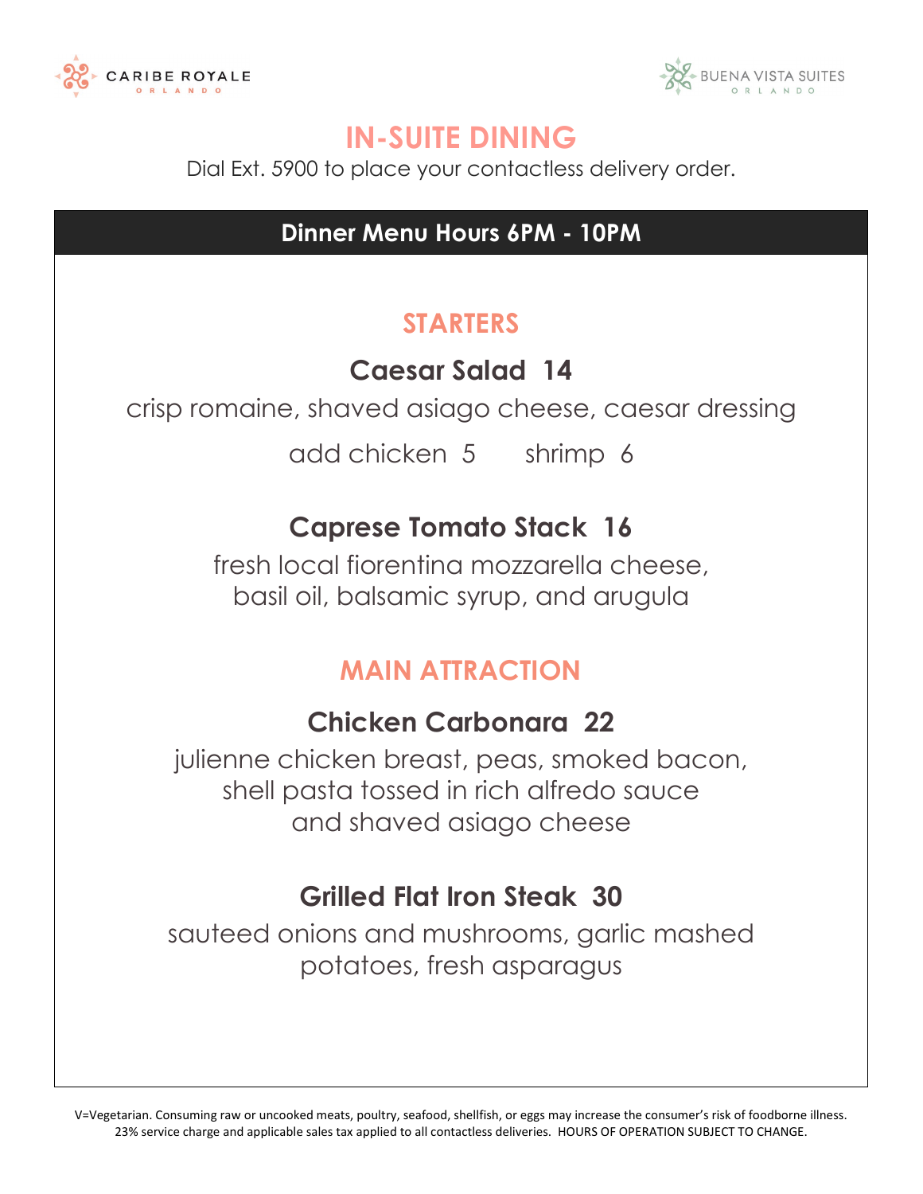CARIBE ROYALE ORLANDO

BUENA VISTA SUITES ORLANDO

# IN-SUITE DINING

Dial Ext. 5900 to place your contactless delivery order.

## Dinner Menu Hours 6PM - 10PM

### STARTERS

**Caesar Salad 14**

crisp romaine, shaved asiago cheese, caesar dressing

add chicken 5 shrimp 6

**Caprese Tomato Stack 16**

fresh local fiorentina mozzarella cheese, basil oil, balsamic syrup, and arugula

### MAIN ATTRACTION

**Chicken Carbonara 22**

julienne chicken breast, peas, smoked bacon, shell pasta tossed in rich alfredo sauce and shaved asiago cheese

**Grilled Flat Iron Steak 30**

sauteed onions and mushrooms, garlic mashed potatoes, fresh asparagus

V=Vegetarian. Consuming raw or uncooked meats, poultry, seafood, shellfish, or eggs may increase the consumer's risk of foodborne illness. 23% service charge and applicable sales tax applied to all contactless deliveries. HOURS OF OPERATION SUBJECT TO CHANGE.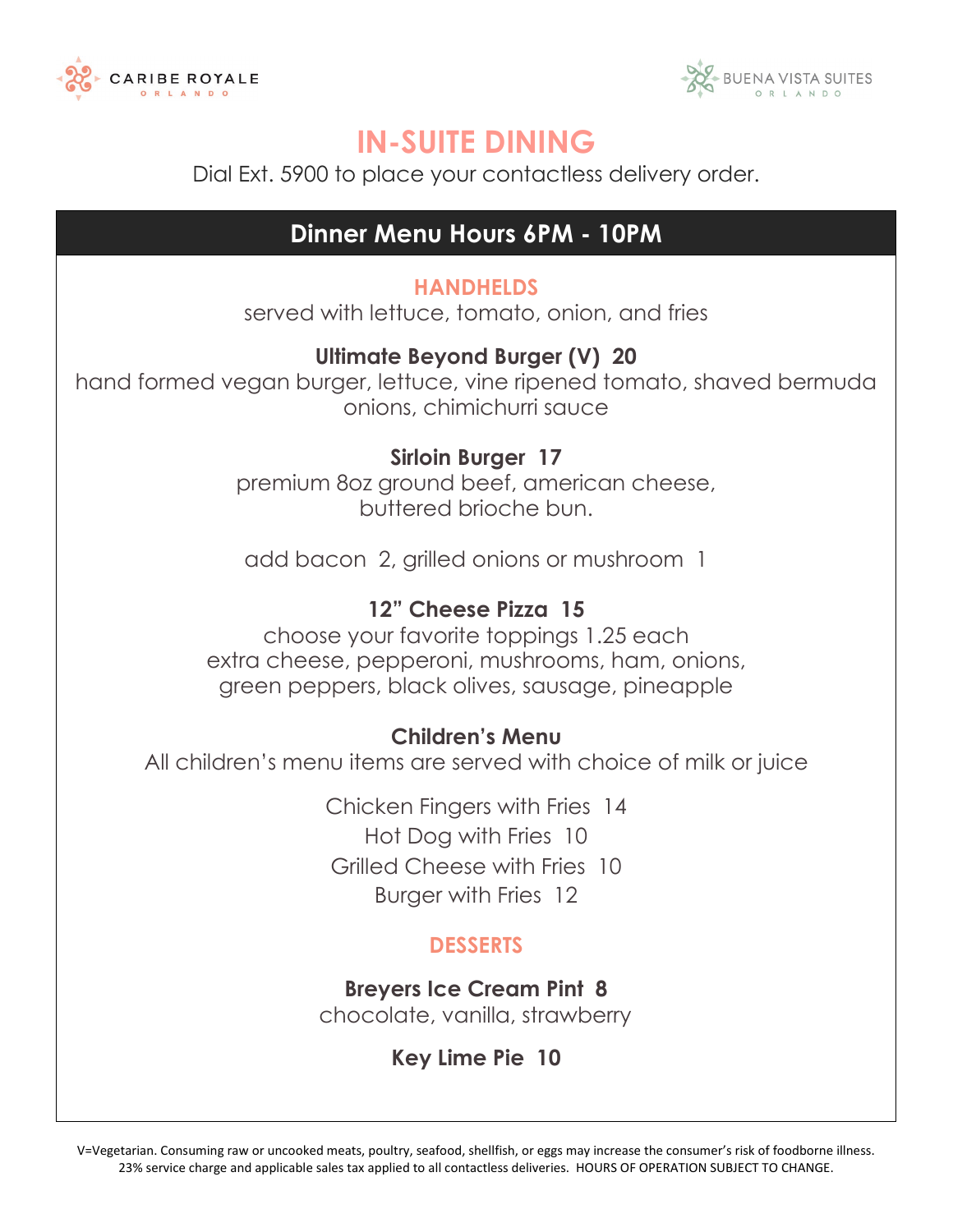CARIBE ROYALE ORLANDO

BUENA VISTA SUITES ORLANDO

# IN-SUITE DINING

Dial Ext. 5900 to place your contactless delivery order.

## Dinner Menu Hours 6PM - 10PM

### HANDHELDS

served with lettuce, tomato, onion, and fries

**Ultimate Beyond Burger (V) 20**
hand formed vegan burger, lettuce, vine ripened tomato, shaved bermuda onions, chimichurri sauce

**Sirloin Burger 17**
premium 8oz ground beef, american cheese, buttered brioche bun.

add bacon 2, grilled onions or mushroom 1

**12" Cheese Pizza 15**
choose your favorite toppings 1.25 each
extra cheese, pepperoni, mushrooms, ham, onions, green peppers, black olives, sausage, pineapple

**Children's Menu**
All children's menu items are served with choice of milk or juice

Chicken Fingers with Fries 14
Hot Dog with Fries 10
Grilled Cheese with Fries 10
Burger with Fries 12

### DESSERTS

**Breyers Ice Cream Pint 8**
chocolate, vanilla, strawberry

**Key Lime Pie 10**

V=Vegetarian. Consuming raw or uncooked meats, poultry, seafood, shellfish, or eggs may increase the consumer's risk of foodborne illness. 23% service charge and applicable sales tax applied to all contactless deliveries. HOURS OF OPERATION SUBJECT TO CHANGE.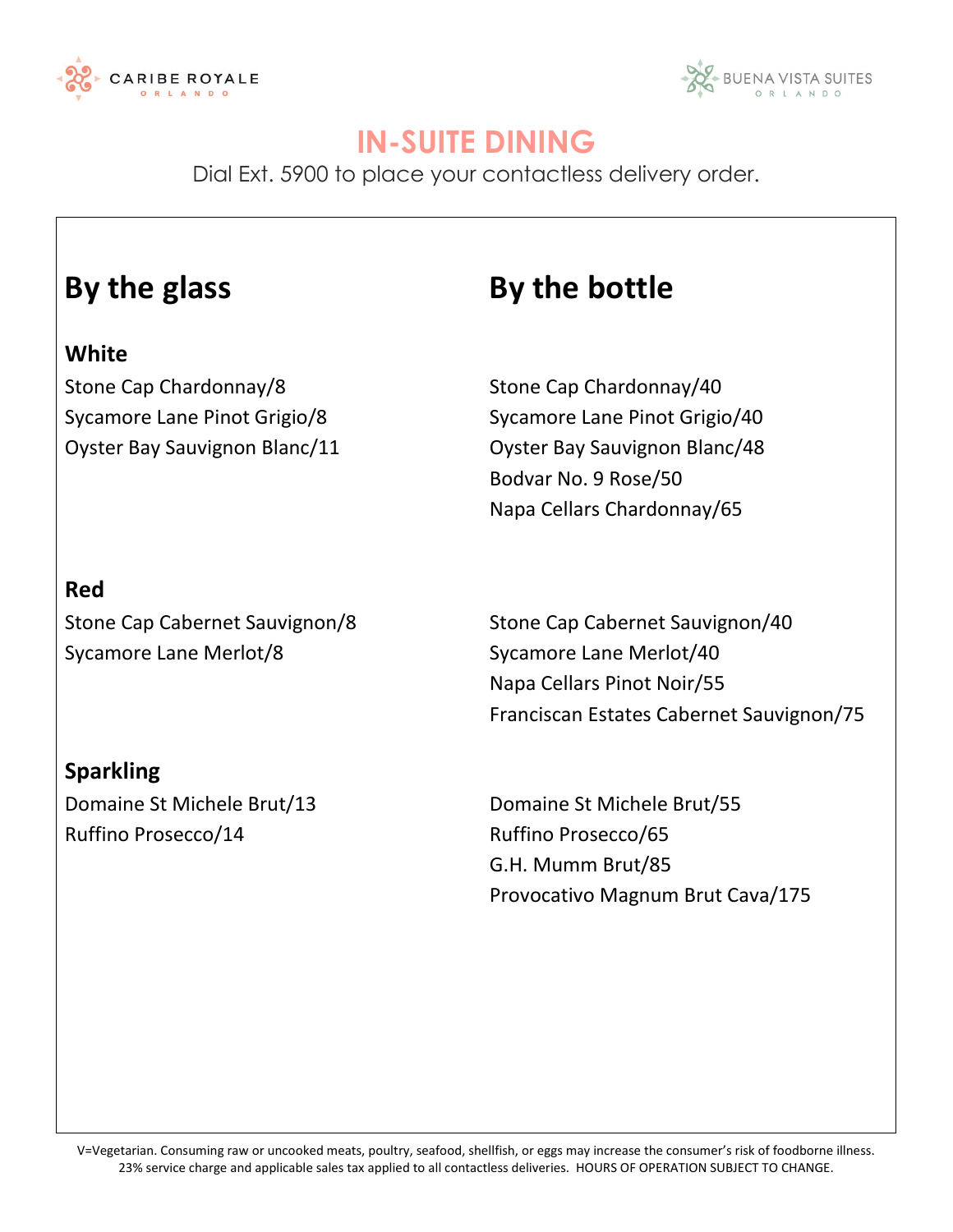CARIBE ROYALE ORLANDO

BUENA VISTA SUITES ORLANDO

# IN-SUITE DINING

Dial Ext. 5900 to place your contactless delivery order.

## By the glass

### White

Stone Cap Chardonnay/8
Sycamore Lane Pinot Grigio/8
Oyster Bay Sauvignon Blanc/11

### Red

Stone Cap Cabernet Sauvignon/8
Sycamore Lane Merlot/8

### Sparkling

Domaine St Michele Brut/13
Ruffino Prosecco/14

## By the bottle

Stone Cap Chardonnay/40
Sycamore Lane Pinot Grigio/40
Oyster Bay Sauvignon Blanc/48
Bodvar No. 9 Rose/50
Napa Cellars Chardonnay/65

Stone Cap Cabernet Sauvignon/40
Sycamore Lane Merlot/40
Napa Cellars Pinot Noir/55
Franciscan Estates Cabernet Sauvignon/75

Domaine St Michele Brut/55
Ruffino Prosecco/65
G.H. Mumm Brut/85
Provocativo Magnum Brut Cava/175

V=Vegetarian. Consuming raw or uncooked meats, poultry, seafood, shellfish, or eggs may increase the consumer's risk of foodborne illness.
23% service charge and applicable sales tax applied to all contactless deliveries. HOURS OF OPERATION SUBJECT TO CHANGE.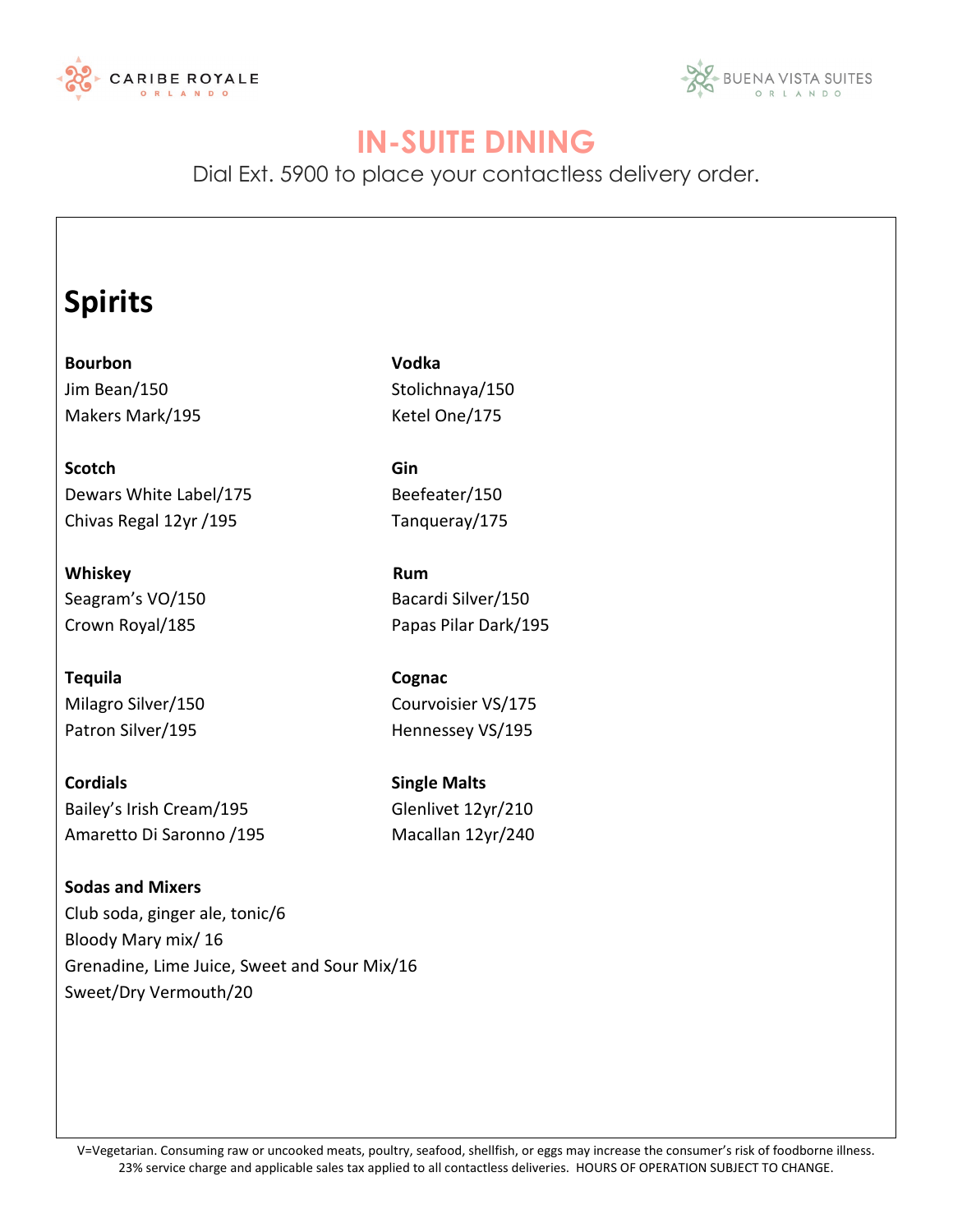CARIBE ROYALE ORLANDO

BUENA VISTA SUITES ORLANDO

# IN-SUITE DINING

Dial Ext. 5900 to place your contactless delivery order.

## Spirits

**Bourbon**
Jim Bean/150
Makers Mark/195

**Vodka**
Stolichnaya/150
Ketel One/175

**Scotch**
Dewars White Label/175
Chivas Regal 12yr /195

**Gin**
Beefeater/150
Tanqueray/175

**Whiskey**
Seagram's VO/150
Crown Royal/185

**Rum**
Bacardi Silver/150
Papas Pilar Dark/195

**Tequila**
Milagro Silver/150
Patron Silver/195

**Cognac**
Courvoisier VS/175
Hennessey VS/195

**Cordials**
Bailey's Irish Cream/195
Amaretto Di Saronno /195

**Single Malts**
Glenlivet 12yr/210
Macallan 12yr/240

**Sodas and Mixers**
Club soda, ginger ale, tonic/6
Bloody Mary mix/ 16
Grenadine, Lime Juice, Sweet and Sour Mix/16
Sweet/Dry Vermouth/20

V=Vegetarian. Consuming raw or uncooked meats, poultry, seafood, shellfish, or eggs may increase the consumer's risk of foodborne illness.
23% service charge and applicable sales tax applied to all contactless deliveries. HOURS OF OPERATION SUBJECT TO CHANGE.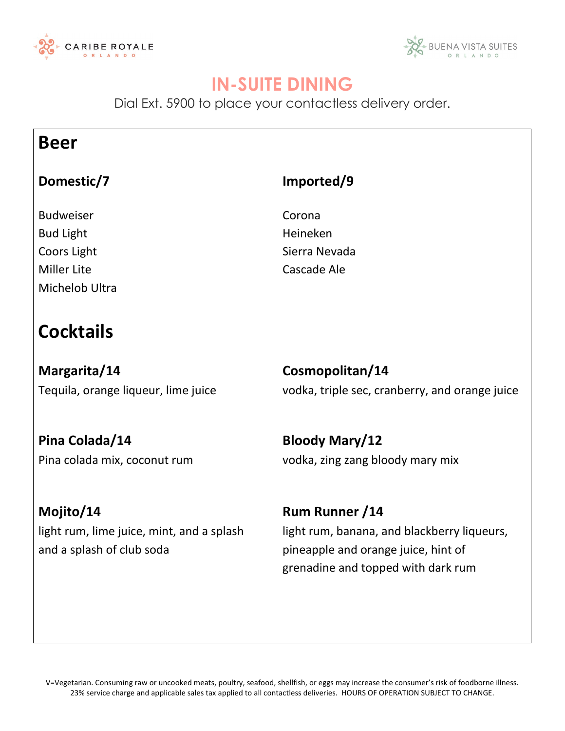CARIBE ROYALE ORLANDO

BUENA VISTA SUITES ORLANDO

# IN-SUITE DINING

Dial Ext. 5900 to place your contactless delivery order.

## Beer

### Domestic/7

Budweiser
Bud Light
Coors Light
Miller Lite
Michelob Ultra

### Imported/9

Corona
Heineken
Sierra Nevada
Cascade Ale

## Cocktails

### Margarita/14

Tequila, orange liqueur, lime juice

### Cosmopolitan/14

vodka, triple sec, cranberry, and orange juice

### Pina Colada/14

Pina colada mix, coconut rum

### Bloody Mary/12

vodka, zing zang bloody mary mix

### Mojito/14

light rum, lime juice, mint, and a splash and a splash of club soda

### Rum Runner /14

light rum, banana, and blackberry liqueurs, pineapple and orange juice, hint of grenadine and topped with dark rum

V=Vegetarian. Consuming raw or uncooked meats, poultry, seafood, shellfish, or eggs may increase the consumer's risk of foodborne illness. 23% service charge and applicable sales tax applied to all contactless deliveries. HOURS OF OPERATION SUBJECT TO CHANGE.